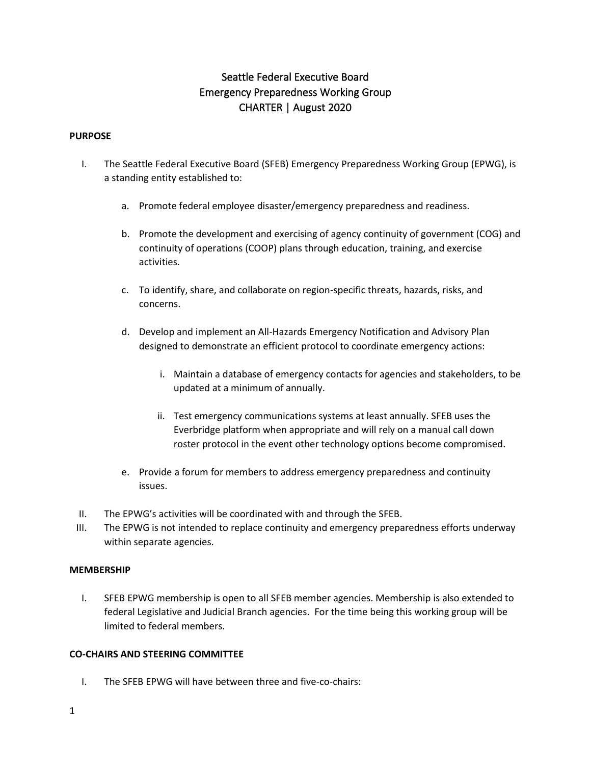# Seattle Federal Executive Board
# Emergency Preparedness Working Group
# CHARTER | August 2020

**PURPOSE**

I. The Seattle Federal Executive Board (SFEB) Emergency Preparedness Working Group (EPWG), is a standing entity established to:

   a. Promote federal employee disaster/emergency preparedness and readiness.

   b. Promote the development and exercising of agency continuity of government (COG) and continuity of operations (COOP) plans through education, training, and exercise activities.

   c. To identify, share, and collaborate on region-specific threats, hazards, risks, and concerns.

   d. Develop and implement an All-Hazards Emergency Notification and Advisory Plan designed to demonstrate an efficient protocol to coordinate emergency actions:

      i. Maintain a database of emergency contacts for agencies and stakeholders, to be updated at a minimum of annually.

      ii. Test emergency communications systems at least annually. SFEB uses the Everbridge platform when appropriate and will rely on a manual call down roster protocol in the event other technology options become compromised.

   e. Provide a forum for members to address emergency preparedness and continuity issues.

II. The EPWG's activities will be coordinated with and through the SFEB.

III. The EPWG is not intended to replace continuity and emergency preparedness efforts underway within separate agencies.

**MEMBERSHIP**

I. SFEB EPWG membership is open to all SFEB member agencies. Membership is also extended to federal Legislative and Judicial Branch agencies. For the time being this working group will be limited to federal members.

**CO-CHAIRS AND STEERING COMMITTEE**

I. The SFEB EPWG will have between three and five-co-chairs: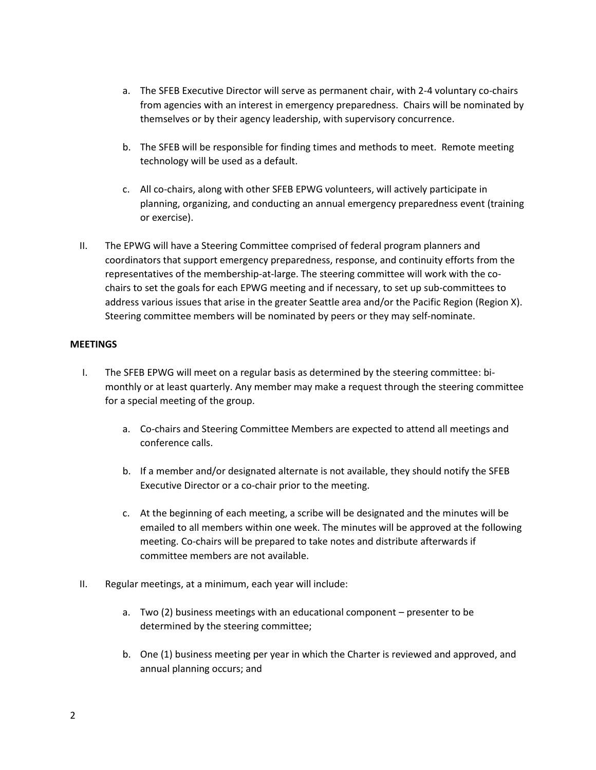a. The SFEB Executive Director will serve as permanent chair, with 2-4 voluntary co-chairs from agencies with an interest in emergency preparedness. Chairs will be nominated by themselves or by their agency leadership, with supervisory concurrence.

b. The SFEB will be responsible for finding times and methods to meet. Remote meeting technology will be used as a default.

c. All co-chairs, along with other SFEB EPWG volunteers, will actively participate in planning, organizing, and conducting an annual emergency preparedness event (training or exercise).

II. The EPWG will have a Steering Committee comprised of federal program planners and coordinators that support emergency preparedness, response, and continuity efforts from the representatives of the membership-at-large. The steering committee will work with the co-chairs to set the goals for each EPWG meeting and if necessary, to set up sub-committees to address various issues that arise in the greater Seattle area and/or the Pacific Region (Region X). Steering committee members will be nominated by peers or they may self-nominate.

**MEETINGS**

I. The SFEB EPWG will meet on a regular basis as determined by the steering committee: bi-monthly or at least quarterly. Any member may make a request through the steering committee for a special meeting of the group.

   a. Co-chairs and Steering Committee Members are expected to attend all meetings and conference calls.

   b. If a member and/or designated alternate is not available, they should notify the SFEB Executive Director or a co-chair prior to the meeting.

   c. At the beginning of each meeting, a scribe will be designated and the minutes will be emailed to all members within one week. The minutes will be approved at the following meeting. Co-chairs will be prepared to take notes and distribute afterwards if committee members are not available.

II. Regular meetings, at a minimum, each year will include:

   a. Two (2) business meetings with an educational component – presenter to be determined by the steering committee;

   b. One (1) business meeting per year in which the Charter is reviewed and approved, and annual planning occurs; and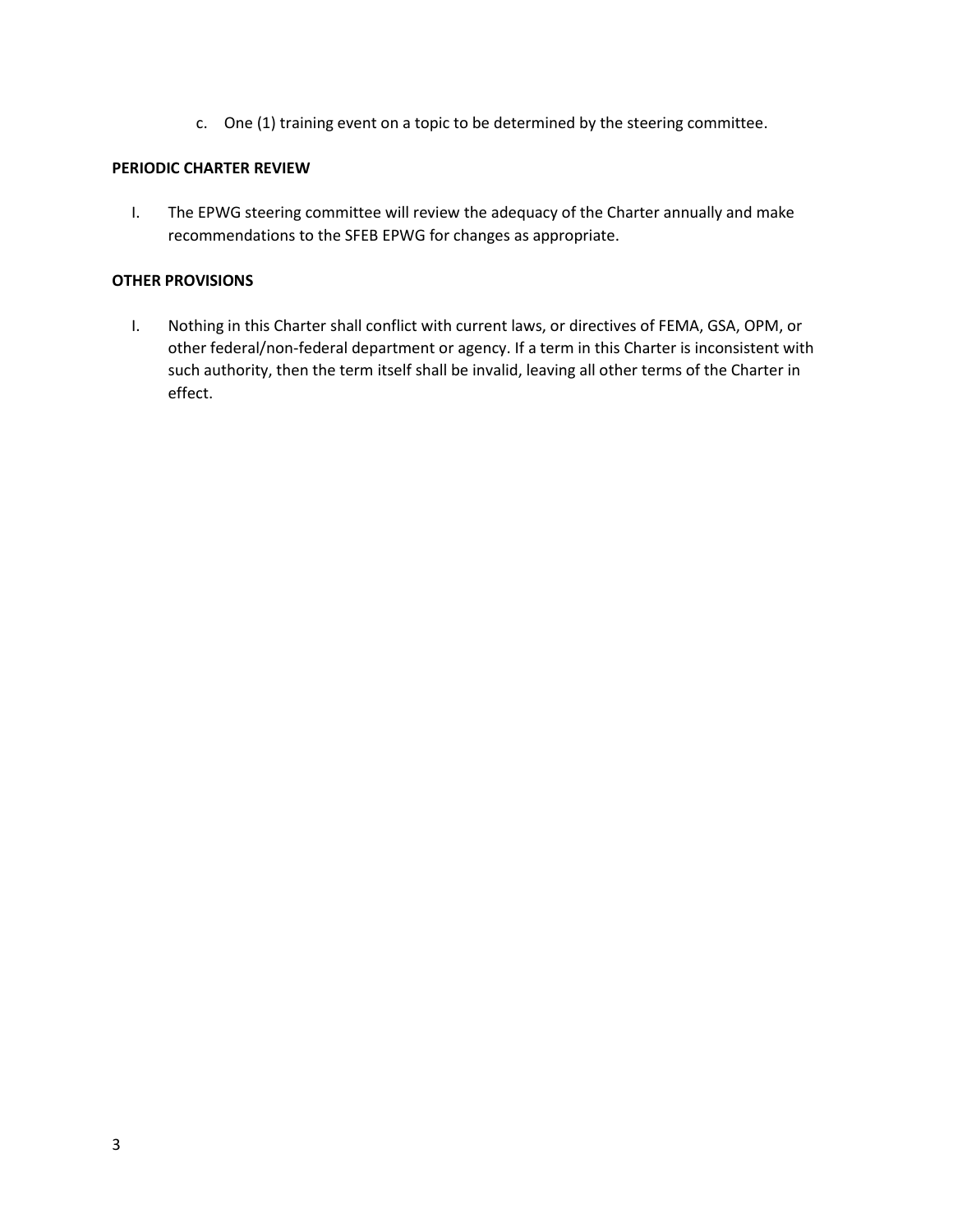c. One (1) training event on a topic to be determined by the steering committee.

**PERIODIC CHARTER REVIEW**

I. The EPWG steering committee will review the adequacy of the Charter annually and make recommendations to the SFEB EPWG for changes as appropriate.

**OTHER PROVISIONS**

I. Nothing in this Charter shall conflict with current laws, or directives of FEMA, GSA, OPM, or other federal/non-federal department or agency. If a term in this Charter is inconsistent with such authority, then the term itself shall be invalid, leaving all other terms of the Charter in effect.